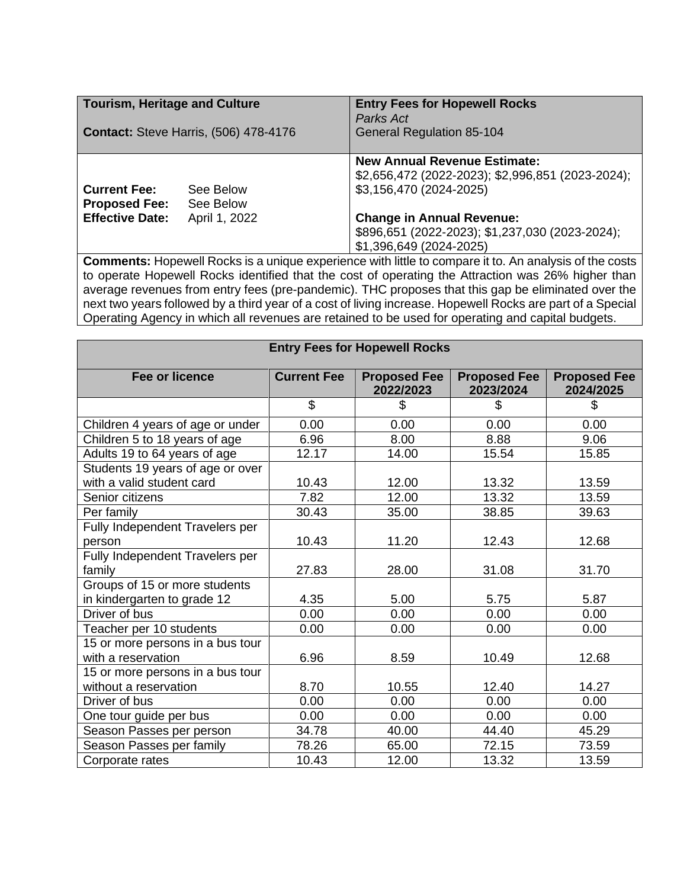| **Tourism, Heritage and Culture**<br><br>**Contact:** Steve Harris, (506) 478-4176 | **Entry Fees for Hopewell Rocks**<br>*Parks Act*<br>General Regulation 85-104 |
|---|---|
| **Current Fee:** See Below<br>**Proposed Fee:** See Below<br>**Effective Date:** April 1, 2022 | **New Annual Revenue Estimate:**<br>$2,656,472 (2022-2023); $2,996,851 (2023-2024); $3,156,470 (2024-2025)<br><br>**Change in Annual Revenue:**<br>$896,651 (2022-2023); $1,237,030 (2023-2024); $1,396,649 (2024-2025) |

**Comments:** Hopewell Rocks is a unique experience with little to compare it to. An analysis of the costs to operate Hopewell Rocks identified that the cost of operating the Attraction was 26% higher than average revenues from entry fees (pre-pandemic). THC proposes that this gap be eliminated over the next two years followed by a third year of a cost of living increase. Hopewell Rocks are part of a Special Operating Agency in which all revenues are retained to be used for operating and capital budgets.

**Entry Fees for Hopewell Rocks**

| Fee or licence | Current Fee | Proposed Fee 2022/2023 | Proposed Fee 2023/2024 | Proposed Fee 2024/2025 |
|---|---|---|---|---|
| | $ | $ | $ | $ |
| Children 4 years of age or under | 0.00 | 0.00 | 0.00 | 0.00 |
| Children 5 to 18 years of age | 6.96 | 8.00 | 8.88 | 9.06 |
| Adults 19 to 64 years of age | 12.17 | 14.00 | 15.54 | 15.85 |
| Students 19 years of age or over with a valid student card | 10.43 | 12.00 | 13.32 | 13.59 |
| Senior citizens | 7.82 | 12.00 | 13.32 | 13.59 |
| Per family | 30.43 | 35.00 | 38.85 | 39.63 |
| Fully Independent Travelers per person | 10.43 | 11.20 | 12.43 | 12.68 |
| Fully Independent Travelers per family | 27.83 | 28.00 | 31.08 | 31.70 |
| Groups of 15 or more students in kindergarten to grade 12 | 4.35 | 5.00 | 5.75 | 5.87 |
| Driver of bus | 0.00 | 0.00 | 0.00 | 0.00 |
| Teacher per 10 students | 0.00 | 0.00 | 0.00 | 0.00 |
| 15 or more persons in a bus tour with a reservation | 6.96 | 8.59 | 10.49 | 12.68 |
| 15 or more persons in a bus tour without a reservation | 8.70 | 10.55 | 12.40 | 14.27 |
| Driver of bus | 0.00 | 0.00 | 0.00 | 0.00 |
| One tour guide per bus | 0.00 | 0.00 | 0.00 | 0.00 |
| Season Passes per person | 34.78 | 40.00 | 44.40 | 45.29 |
| Season Passes per family | 78.26 | 65.00 | 72.15 | 73.59 |
| Corporate rates | 10.43 | 12.00 | 13.32 | 13.59 |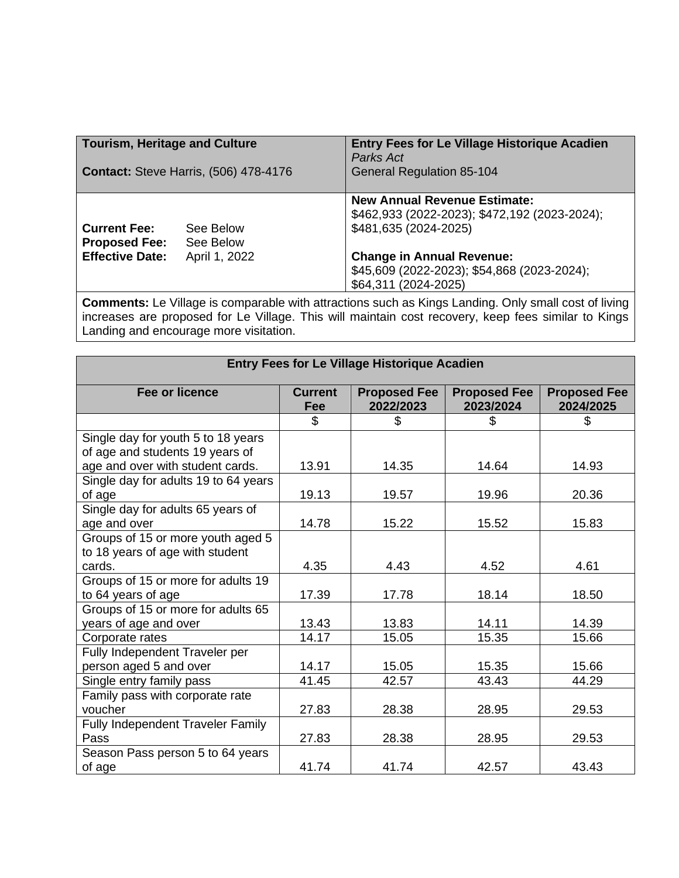| **Tourism, Heritage and Culture**<br><br>**Contact:** Steve Harris, (506) 478-4176 | **Entry Fees for Le Village Historique Acadien**<br>*Parks Act*<br>General Regulation 85-104 |
|---|---|
| **Current Fee:** See Below<br>**Proposed Fee:** See Below<br>**Effective Date:** April 1, 2022 | **New Annual Revenue Estimate:**<br>$462,933 (2022-2023); $472,192 (2023-2024); $481,635 (2024-2025)<br><br>**Change in Annual Revenue:**<br>$45,609 (2022-2023); $54,868 (2023-2024); $64,311 (2024-2025) |

**Comments:** Le Village is comparable with attractions such as Kings Landing. Only small cost of living increases are proposed for Le Village. This will maintain cost recovery, keep fees similar to Kings Landing and encourage more visitation.

| **Entry Fees for Le Village Historique Acadien** | | | | |
|---|---|---|---|---|
| **Fee or licence** | **Current Fee** | **Proposed Fee 2022/2023** | **Proposed Fee 2023/2024** | **Proposed Fee 2024/2025** |
| | $ | $ | $ | $ |
| Single day for youth 5 to 18 years of age and students 19 years of age and over with student cards. | 13.91 | 14.35 | 14.64 | 14.93 |
| Single day for adults 19 to 64 years of age | 19.13 | 19.57 | 19.96 | 20.36 |
| Single day for adults 65 years of age and over | 14.78 | 15.22 | 15.52 | 15.83 |
| Groups of 15 or more youth aged 5 to 18 years of age with student cards. | 4.35 | 4.43 | 4.52 | 4.61 |
| Groups of 15 or more for adults 19 to 64 years of age | 17.39 | 17.78 | 18.14 | 18.50 |
| Groups of 15 or more for adults 65 years of age and over | 13.43 | 13.83 | 14.11 | 14.39 |
| Corporate rates | 14.17 | 15.05 | 15.35 | 15.66 |
| Fully Independent Traveler per person aged 5 and over | 14.17 | 15.05 | 15.35 | 15.66 |
| Single entry family pass | 41.45 | 42.57 | 43.43 | 44.29 |
| Family pass with corporate rate voucher | 27.83 | 28.38 | 28.95 | 29.53 |
| Fully Independent Traveler Family Pass | 27.83 | 28.38 | 28.95 | 29.53 |
| Season Pass person 5 to 64 years of age | 41.74 | 41.74 | 42.57 | 43.43 |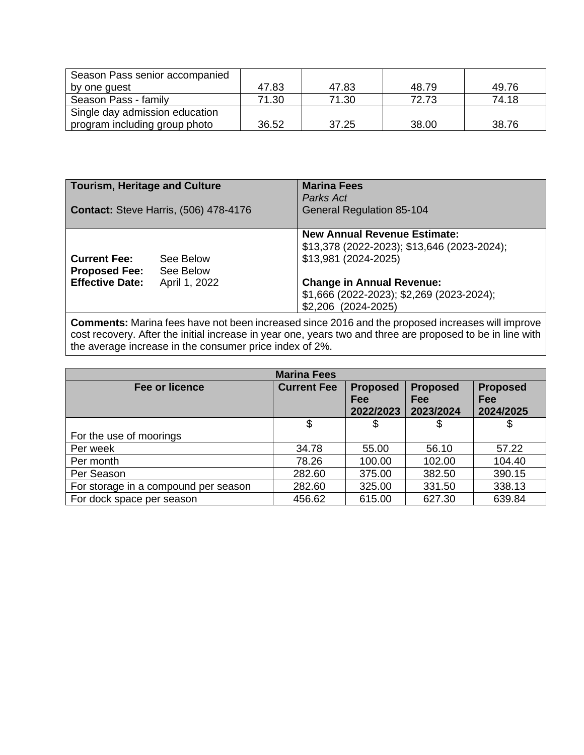| Season Pass senior accompanied by one guest | 47.83 | 47.83 | 48.79 | 49.76 |
|---|---|---|---|---|
| Season Pass - family | 71.30 | 71.30 | 72.73 | 74.18 |
| Single day admission education program including group photo | 36.52 | 37.25 | 38.00 | 38.76 |

| **Tourism, Heritage and Culture**<br><br>**Contact:** Steve Harris, (506) 478-4176 | **Marina Fees**<br>*Parks Act*<br>General Regulation 85-104 |
|---|---|
| **Current Fee:** See Below<br>**Proposed Fee:** See Below<br>**Effective Date:** April 1, 2022 | **New Annual Revenue Estimate:**<br>$13,378 (2022-2023); $13,646 (2023-2024); $13,981 (2024-2025)<br><br>**Change in Annual Revenue:**<br>$1,666 (2022-2023); $2,269 (2023-2024); $2,206 (2024-2025) |

**Comments:** Marina fees have not been increased since 2016 and the proposed increases will improve cost recovery. After the initial increase in year one, years two and three are proposed to be in line with the average increase in the consumer price index of 2%.

| **Marina Fees** | | | | |
|---|---|---|---|---|
| **Fee or licence** | **Current Fee** | **Proposed Fee 2022/2023** | **Proposed Fee 2023/2024** | **Proposed Fee 2024/2025** |
| For the use of moorings | $ | $ | $ | $ |
| Per week | 34.78 | 55.00 | 56.10 | 57.22 |
| Per month | 78.26 | 100.00 | 102.00 | 104.40 |
| Per Season | 282.60 | 375.00 | 382.50 | 390.15 |
| For storage in a compound per season | 282.60 | 325.00 | 331.50 | 338.13 |
| For dock space per season | 456.62 | 615.00 | 627.30 | 639.84 |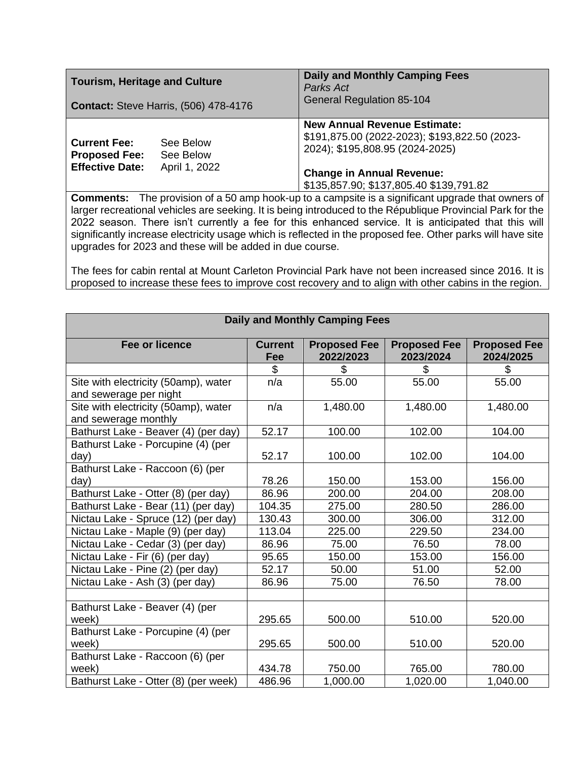| **Tourism, Heritage and Culture**<br><br>**Contact:** Steve Harris, (506) 478-4176 | **Daily and Monthly Camping Fees**<br>*Parks Act*<br>General Regulation 85-104 |
|---|---|
| **Current Fee:** See Below<br>**Proposed Fee:** See Below<br>**Effective Date:** April 1, 2022 | **New Annual Revenue Estimate:**<br>$191,875.00 (2022-2023); $193,822.50 (2023-2024); $195,808.95 (2024-2025)<br><br>**Change in Annual Revenue:**<br>$135,857.90; $137,805.40 $139,791.82 |

**Comments:** The provision of a 50 amp hook-up to a campsite is a significant upgrade that owners of larger recreational vehicles are seeking. It is being introduced to the République Provincial Park for the 2022 season. There isn't currently a fee for this enhanced service. It is anticipated that this will significantly increase electricity usage which is reflected in the proposed fee. Other parks will have site upgrades for 2023 and these will be added in due course.

The fees for cabin rental at Mount Carleton Provincial Park have not been increased since 2016. It is proposed to increase these fees to improve cost recovery and to align with other cabins in the region.

| Daily and Monthly Camping Fees | | | | |
|---|---|---|---|---|
| **Fee or licence** | **Current Fee** | **Proposed Fee 2022/2023** | **Proposed Fee 2023/2024** | **Proposed Fee 2024/2025** |
| | $ | $ | $ | $ |
| Site with electricity (50amp), water and sewerage per night | n/a | 55.00 | 55.00 | 55.00 |
| Site with electricity (50amp), water and sewerage monthly | n/a | 1,480.00 | 1,480.00 | 1,480.00 |
| Bathurst Lake - Beaver (4) (per day) | 52.17 | 100.00 | 102.00 | 104.00 |
| Bathurst Lake - Porcupine (4) (per day) | 52.17 | 100.00 | 102.00 | 104.00 |
| Bathurst Lake - Raccoon (6) (per day) | 78.26 | 150.00 | 153.00 | 156.00 |
| Bathurst Lake - Otter (8) (per day) | 86.96 | 200.00 | 204.00 | 208.00 |
| Bathurst Lake - Bear (11) (per day) | 104.35 | 275.00 | 280.50 | 286.00 |
| Nictau Lake - Spruce (12) (per day) | 130.43 | 300.00 | 306.00 | 312.00 |
| Nictau Lake - Maple (9) (per day) | 113.04 | 225.00 | 229.50 | 234.00 |
| Nictau Lake - Cedar (3) (per day) | 86.96 | 75.00 | 76.50 | 78.00 |
| Nictau Lake - Fir (6) (per day) | 95.65 | 150.00 | 153.00 | 156.00 |
| Nictau Lake - Pine (2) (per day) | 52.17 | 50.00 | 51.00 | 52.00 |
| Nictau Lake - Ash (3) (per day) | 86.96 | 75.00 | 76.50 | 78.00 |
| | | | | |
| Bathurst Lake - Beaver (4) (per week) | 295.65 | 500.00 | 510.00 | 520.00 |
| Bathurst Lake - Porcupine (4) (per week) | 295.65 | 500.00 | 510.00 | 520.00 |
| Bathurst Lake - Raccoon (6) (per week) | 434.78 | 750.00 | 765.00 | 780.00 |
| Bathurst Lake - Otter (8) (per week) | 486.96 | 1,000.00 | 1,020.00 | 1,040.00 |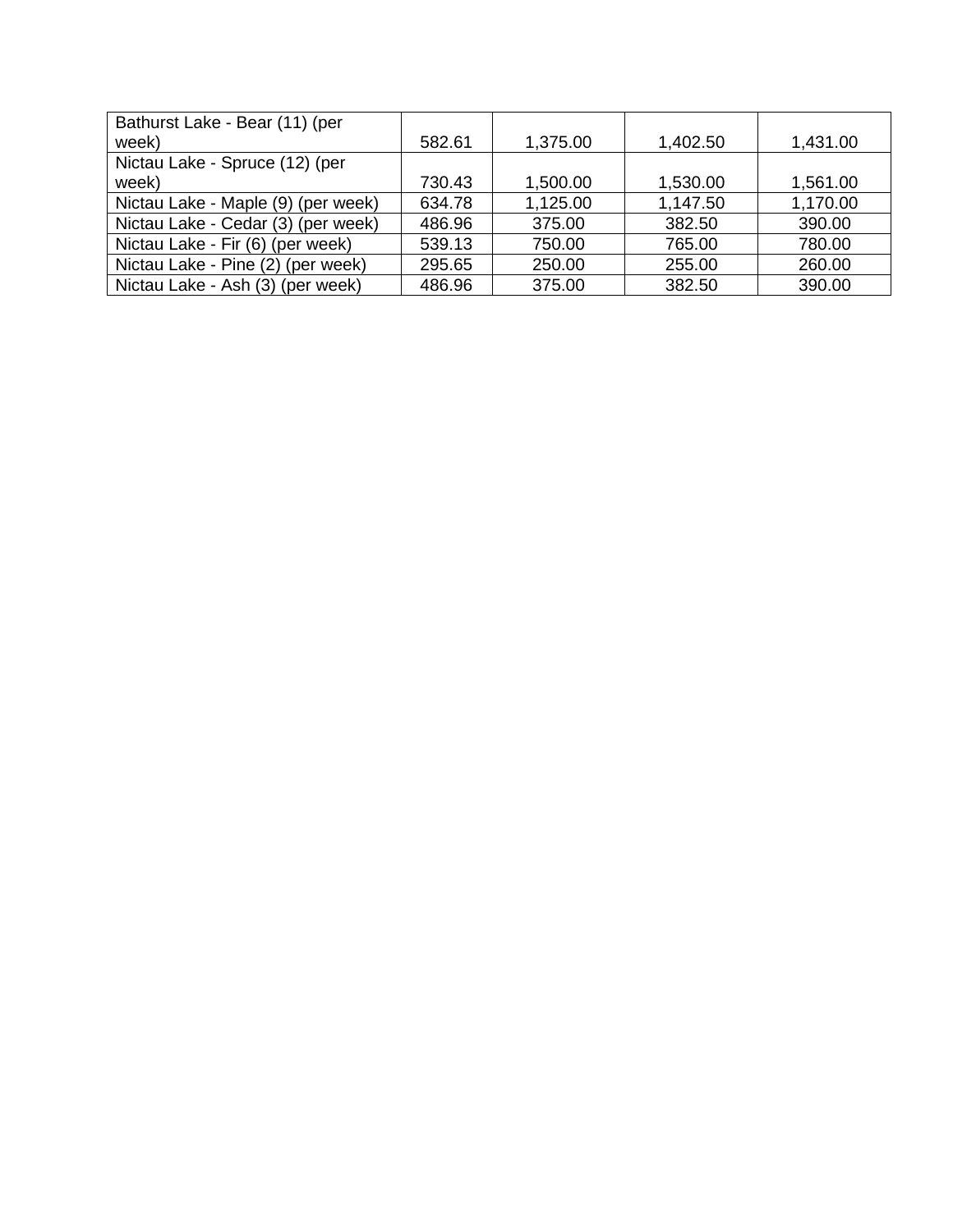| | | | | |
|---|---|---|---|---|
| Bathurst Lake - Bear (11) (per week) | 582.61 | 1,375.00 | 1,402.50 | 1,431.00 |
| Nictau Lake - Spruce (12) (per week) | 730.43 | 1,500.00 | 1,530.00 | 1,561.00 |
| Nictau Lake - Maple (9) (per week) | 634.78 | 1,125.00 | 1,147.50 | 1,170.00 |
| Nictau Lake - Cedar (3) (per week) | 486.96 | 375.00 | 382.50 | 390.00 |
| Nictau Lake - Fir (6) (per week) | 539.13 | 750.00 | 765.00 | 780.00 |
| Nictau Lake - Pine (2) (per week) | 295.65 | 250.00 | 255.00 | 260.00 |
| Nictau Lake - Ash (3) (per week) | 486.96 | 375.00 | 382.50 | 390.00 |